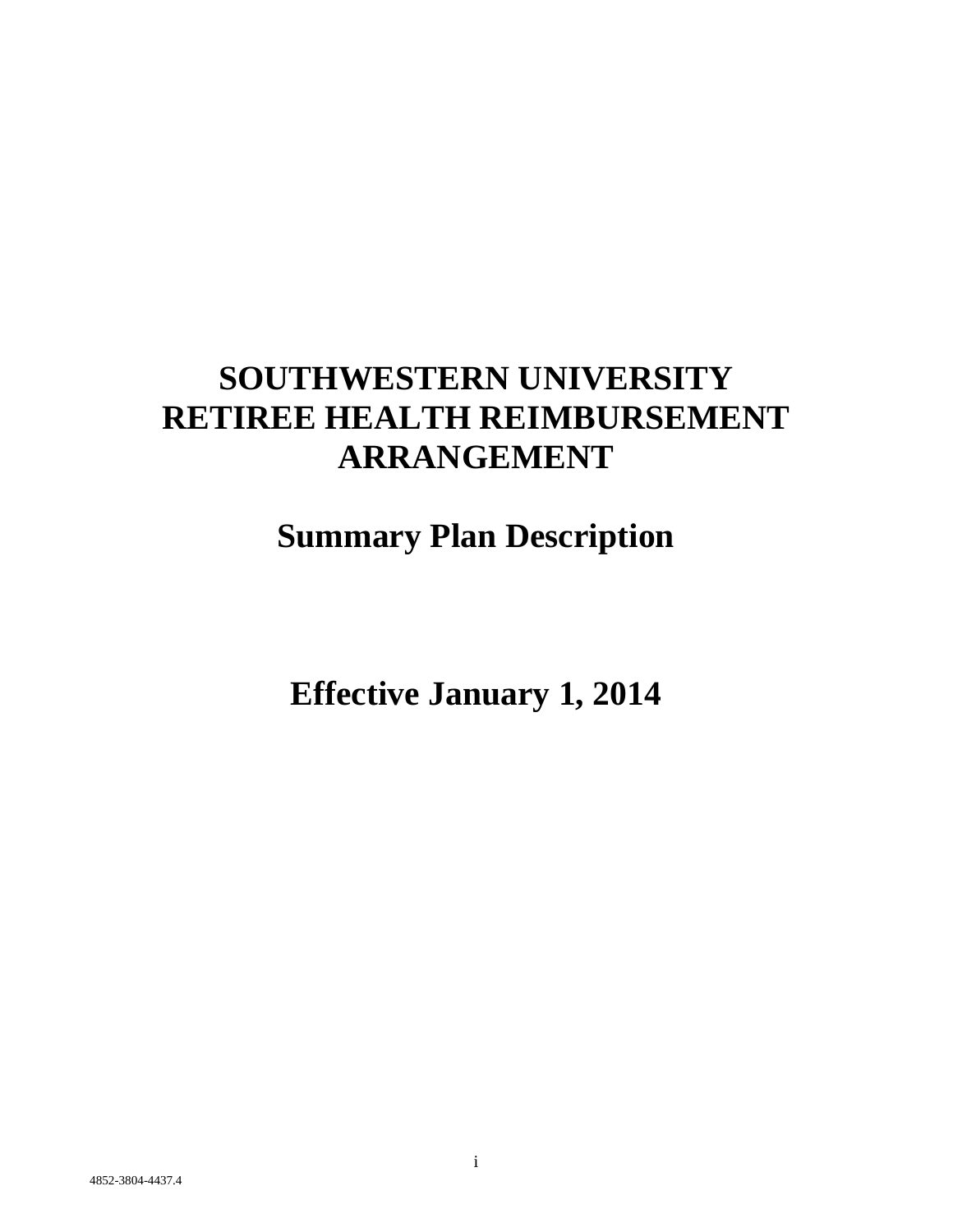# SOUTHWESTERN UNIVERSITY RETIREE HEALTH REIMBURSEMENT ARRANGEMENT

## Summary Plan Description

## Effective January 1, 2014

4852-3804-4437.4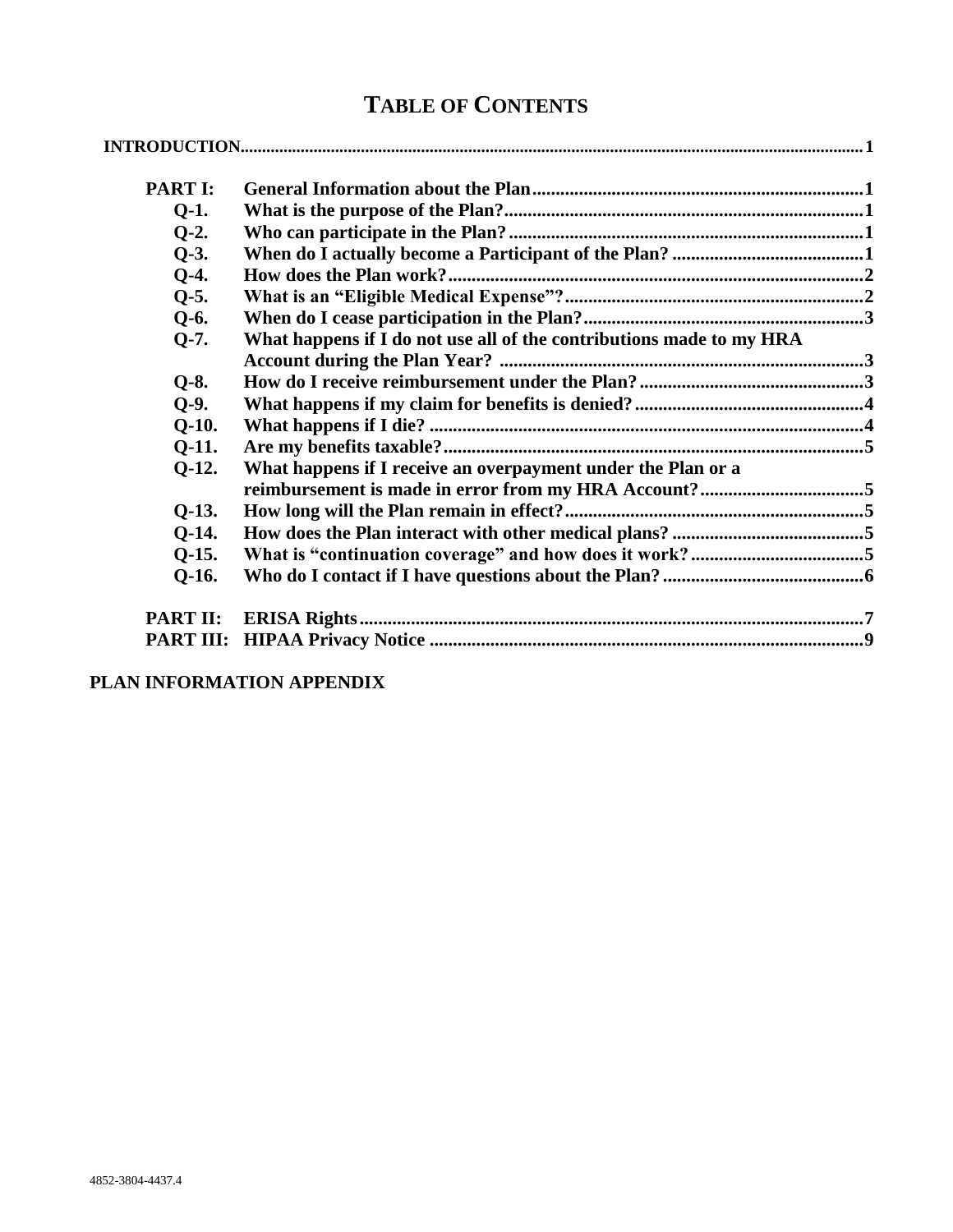# TABLE OF CONTENTS

| | | |
|---|---|---|
| **INTRODUCTION** | | **1** |
| **PART I:** | **General Information about the Plan** | **1** |
| **Q-1.** | **What is the purpose of the Plan?** | **1** |
| **Q-2.** | **Who can participate in the Plan?** | **1** |
| **Q-3.** | **When do I actually become a Participant of the Plan?** | **1** |
| **Q-4.** | **How does the Plan work?** | **2** |
| **Q-5.** | **What is an "Eligible Medical Expense"?** | **2** |
| **Q-6.** | **When do I cease participation in the Plan?** | **3** |
| **Q-7.** | **What happens if I do not use all of the contributions made to my HRA Account during the Plan Year?** | **3** |
| **Q-8.** | **How do I receive reimbursement under the Plan?** | **3** |
| **Q-9.** | **What happens if my claim for benefits is denied?** | **4** |
| **Q-10.** | **What happens if I die?** | **4** |
| **Q-11.** | **Are my benefits taxable?** | **5** |
| **Q-12.** | **What happens if I receive an overpayment under the Plan or a reimbursement is made in error from my HRA Account?** | **5** |
| **Q-13.** | **How long will the Plan remain in effect?** | **5** |
| **Q-14.** | **How does the Plan interact with other medical plans?** | **5** |
| **Q-15.** | **What is "continuation coverage" and how does it work?** | **5** |
| **Q-16.** | **Who do I contact if I have questions about the Plan?** | **6** |
| **PART II:** | **ERISA Rights** | **7** |
| **PART III:** | **HIPAA Privacy Notice** | **9** |

**PLAN INFORMATION APPENDIX**

4852-3804-4437.4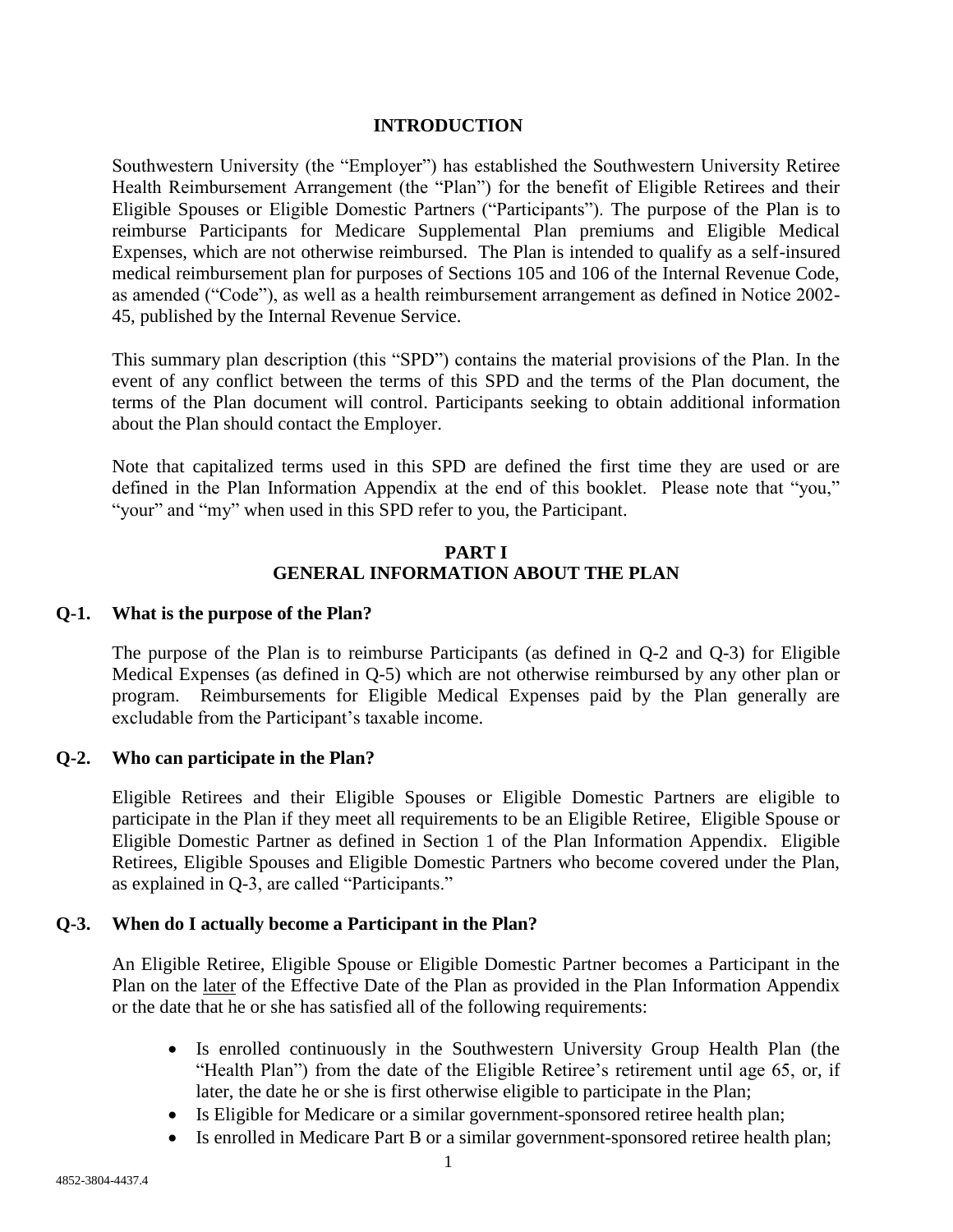## INTRODUCTION

Southwestern University (the "Employer") has established the Southwestern University Retiree Health Reimbursement Arrangement (the "Plan") for the benefit of Eligible Retirees and their Eligible Spouses or Eligible Domestic Partners ("Participants"). The purpose of the Plan is to reimburse Participants for Medicare Supplemental Plan premiums and Eligible Medical Expenses, which are not otherwise reimbursed. The Plan is intended to qualify as a self-insured medical reimbursement plan for purposes of Sections 105 and 106 of the Internal Revenue Code, as amended ("Code"), as well as a health reimbursement arrangement as defined in Notice 2002-45, published by the Internal Revenue Service.

This summary plan description (this "SPD") contains the material provisions of the Plan. In the event of any conflict between the terms of this SPD and the terms of the Plan document, the terms of the Plan document will control. Participants seeking to obtain additional information about the Plan should contact the Employer.

Note that capitalized terms used in this SPD are defined the first time they are used or are defined in the Plan Information Appendix at the end of this booklet. Please note that "you," "your" and "my" when used in this SPD refer to you, the Participant.

## PART I
## GENERAL INFORMATION ABOUT THE PLAN

### Q-1. What is the purpose of the Plan?

The purpose of the Plan is to reimburse Participants (as defined in Q-2 and Q-3) for Eligible Medical Expenses (as defined in Q-5) which are not otherwise reimbursed by any other plan or program. Reimbursements for Eligible Medical Expenses paid by the Plan generally are excludable from the Participant's taxable income.

### Q-2. Who can participate in the Plan?

Eligible Retirees and their Eligible Spouses or Eligible Domestic Partners are eligible to participate in the Plan if they meet all requirements to be an Eligible Retiree, Eligible Spouse or Eligible Domestic Partner as defined in Section 1 of the Plan Information Appendix. Eligible Retirees, Eligible Spouses and Eligible Domestic Partners who become covered under the Plan, as explained in Q-3, are called "Participants."

### Q-3. When do I actually become a Participant in the Plan?

An Eligible Retiree, Eligible Spouse or Eligible Domestic Partner becomes a Participant in the Plan on the later of the Effective Date of the Plan as provided in the Plan Information Appendix or the date that he or she has satisfied all of the following requirements:

- Is enrolled continuously in the Southwestern University Group Health Plan (the "Health Plan") from the date of the Eligible Retiree's retirement until age 65, or, if later, the date he or she is first otherwise eligible to participate in the Plan;
- Is Eligible for Medicare or a similar government-sponsored retiree health plan;
- Is enrolled in Medicare Part B or a similar government-sponsored retiree health plan;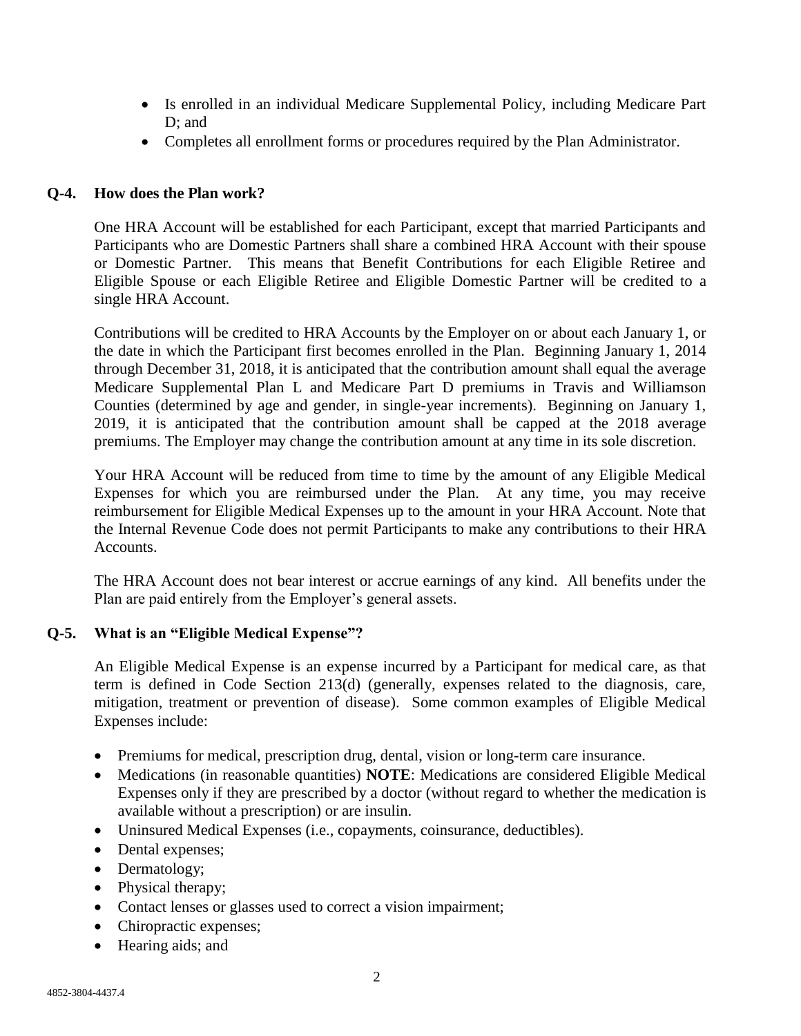- Is enrolled in an individual Medicare Supplemental Policy, including Medicare Part D; and
- Completes all enrollment forms or procedures required by the Plan Administrator.

### Q-4. How does the Plan work?

One HRA Account will be established for each Participant, except that married Participants and Participants who are Domestic Partners shall share a combined HRA Account with their spouse or Domestic Partner. This means that Benefit Contributions for each Eligible Retiree and Eligible Spouse or each Eligible Retiree and Eligible Domestic Partner will be credited to a single HRA Account.

Contributions will be credited to HRA Accounts by the Employer on or about each January 1, or the date in which the Participant first becomes enrolled in the Plan. Beginning January 1, 2014 through December 31, 2018, it is anticipated that the contribution amount shall equal the average Medicare Supplemental Plan L and Medicare Part D premiums in Travis and Williamson Counties (determined by age and gender, in single-year increments). Beginning on January 1, 2019, it is anticipated that the contribution amount shall be capped at the 2018 average premiums. The Employer may change the contribution amount at any time in its sole discretion.

Your HRA Account will be reduced from time to time by the amount of any Eligible Medical Expenses for which you are reimbursed under the Plan. At any time, you may receive reimbursement for Eligible Medical Expenses up to the amount in your HRA Account. Note that the Internal Revenue Code does not permit Participants to make any contributions to their HRA Accounts.

The HRA Account does not bear interest or accrue earnings of any kind. All benefits under the Plan are paid entirely from the Employer's general assets.

### Q-5. What is an "Eligible Medical Expense"?

An Eligible Medical Expense is an expense incurred by a Participant for medical care, as that term is defined in Code Section 213(d) (generally, expenses related to the diagnosis, care, mitigation, treatment or prevention of disease). Some common examples of Eligible Medical Expenses include:

- Premiums for medical, prescription drug, dental, vision or long-term care insurance.
- Medications (in reasonable quantities) **NOTE**: Medications are considered Eligible Medical Expenses only if they are prescribed by a doctor (without regard to whether the medication is available without a prescription) or are insulin.
- Uninsured Medical Expenses (i.e., copayments, coinsurance, deductibles).
- Dental expenses;
- Dermatology;
- Physical therapy;
- Contact lenses or glasses used to correct a vision impairment;
- Chiropractic expenses;
- Hearing aids; and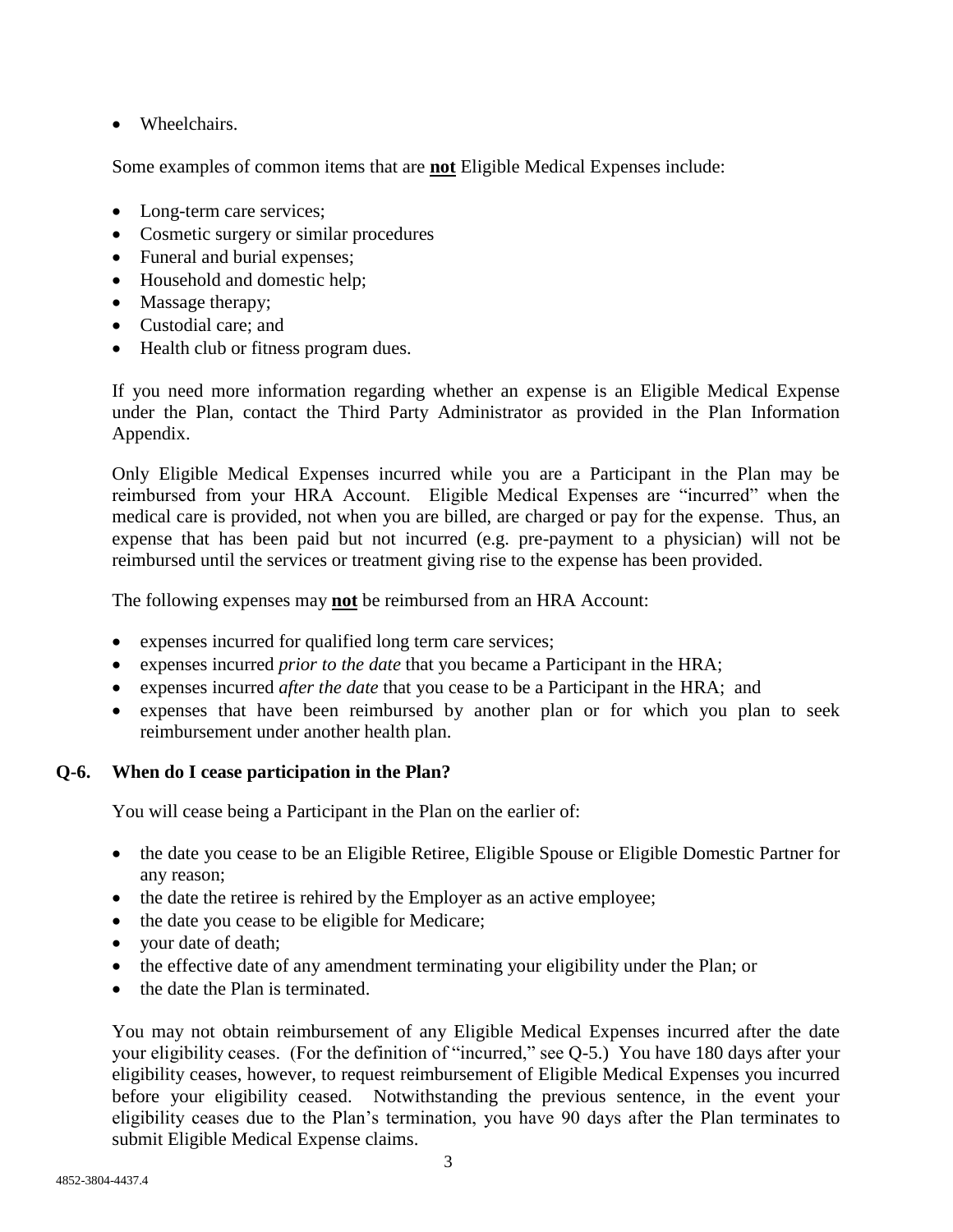- Wheelchairs.

Some examples of common items that are **not** Eligible Medical Expenses include:

- Long-term care services;
- Cosmetic surgery or similar procedures
- Funeral and burial expenses;
- Household and domestic help;
- Massage therapy;
- Custodial care; and
- Health club or fitness program dues.

If you need more information regarding whether an expense is an Eligible Medical Expense under the Plan, contact the Third Party Administrator as provided in the Plan Information Appendix.

Only Eligible Medical Expenses incurred while you are a Participant in the Plan may be reimbursed from your HRA Account. Eligible Medical Expenses are "incurred" when the medical care is provided, not when you are billed, are charged or pay for the expense. Thus, an expense that has been paid but not incurred (e.g. pre-payment to a physician) will not be reimbursed until the services or treatment giving rise to the expense has been provided.

The following expenses may **not** be reimbursed from an HRA Account:

- expenses incurred for qualified long term care services;
- expenses incurred *prior to the date* that you became a Participant in the HRA;
- expenses incurred *after the date* that you cease to be a Participant in the HRA; and
- expenses that have been reimbursed by another plan or for which you plan to seek reimbursement under another health plan.

### Q-6. When do I cease participation in the Plan?

You will cease being a Participant in the Plan on the earlier of:

- the date you cease to be an Eligible Retiree, Eligible Spouse or Eligible Domestic Partner for any reason;
- the date the retiree is rehired by the Employer as an active employee;
- the date you cease to be eligible for Medicare;
- your date of death;
- the effective date of any amendment terminating your eligibility under the Plan; or
- the date the Plan is terminated.

You may not obtain reimbursement of any Eligible Medical Expenses incurred after the date your eligibility ceases. (For the definition of "incurred," see Q-5.) You have 180 days after your eligibility ceases, however, to request reimbursement of Eligible Medical Expenses you incurred before your eligibility ceased. Notwithstanding the previous sentence, in the event your eligibility ceases due to the Plan's termination, you have 90 days after the Plan terminates to submit Eligible Medical Expense claims.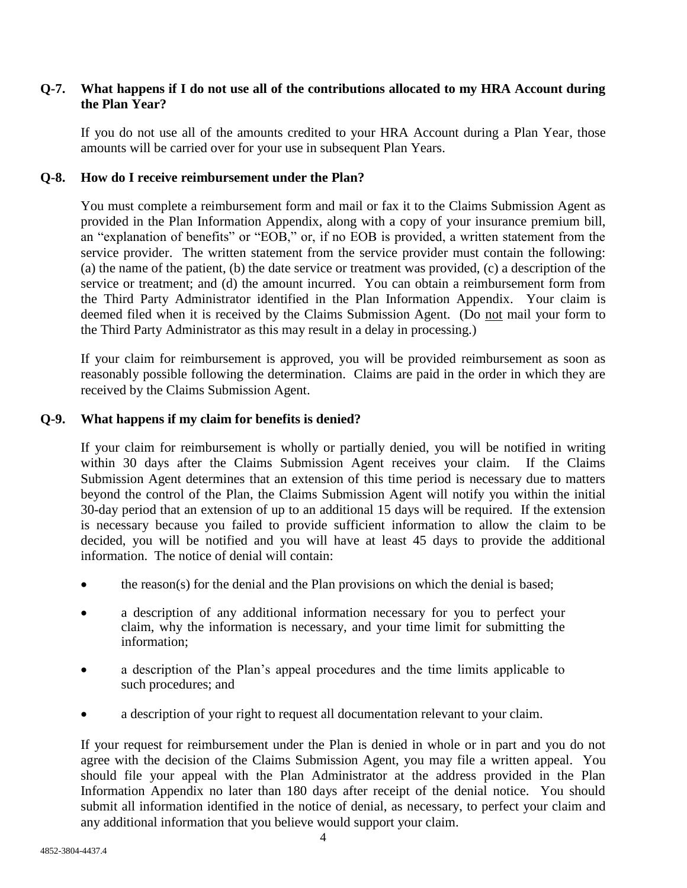### Q-7. What happens if I do not use all of the contributions allocated to my HRA Account during the Plan Year?

If you do not use all of the amounts credited to your HRA Account during a Plan Year, those amounts will be carried over for your use in subsequent Plan Years.

### Q-8. How do I receive reimbursement under the Plan?

You must complete a reimbursement form and mail or fax it to the Claims Submission Agent as provided in the Plan Information Appendix, along with a copy of your insurance premium bill, an "explanation of benefits" or "EOB," or, if no EOB is provided, a written statement from the service provider. The written statement from the service provider must contain the following: (a) the name of the patient, (b) the date service or treatment was provided, (c) a description of the service or treatment; and (d) the amount incurred. You can obtain a reimbursement form from the Third Party Administrator identified in the Plan Information Appendix. Your claim is deemed filed when it is received by the Claims Submission Agent. (Do not mail your form to the Third Party Administrator as this may result in a delay in processing.)

If your claim for reimbursement is approved, you will be provided reimbursement as soon as reasonably possible following the determination. Claims are paid in the order in which they are received by the Claims Submission Agent.

### Q-9. What happens if my claim for benefits is denied?

If your claim for reimbursement is wholly or partially denied, you will be notified in writing within 30 days after the Claims Submission Agent receives your claim. If the Claims Submission Agent determines that an extension of this time period is necessary due to matters beyond the control of the Plan, the Claims Submission Agent will notify you within the initial 30-day period that an extension of up to an additional 15 days will be required. If the extension is necessary because you failed to provide sufficient information to allow the claim to be decided, you will be notified and you will have at least 45 days to provide the additional information. The notice of denial will contain:

- the reason(s) for the denial and the Plan provisions on which the denial is based;
- a description of any additional information necessary for you to perfect your claim, why the information is necessary, and your time limit for submitting the information;
- a description of the Plan's appeal procedures and the time limits applicable to such procedures; and
- a description of your right to request all documentation relevant to your claim.

If your request for reimbursement under the Plan is denied in whole or in part and you do not agree with the decision of the Claims Submission Agent, you may file a written appeal. You should file your appeal with the Plan Administrator at the address provided in the Plan Information Appendix no later than 180 days after receipt of the denial notice. You should submit all information identified in the notice of denial, as necessary, to perfect your claim and any additional information that you believe would support your claim.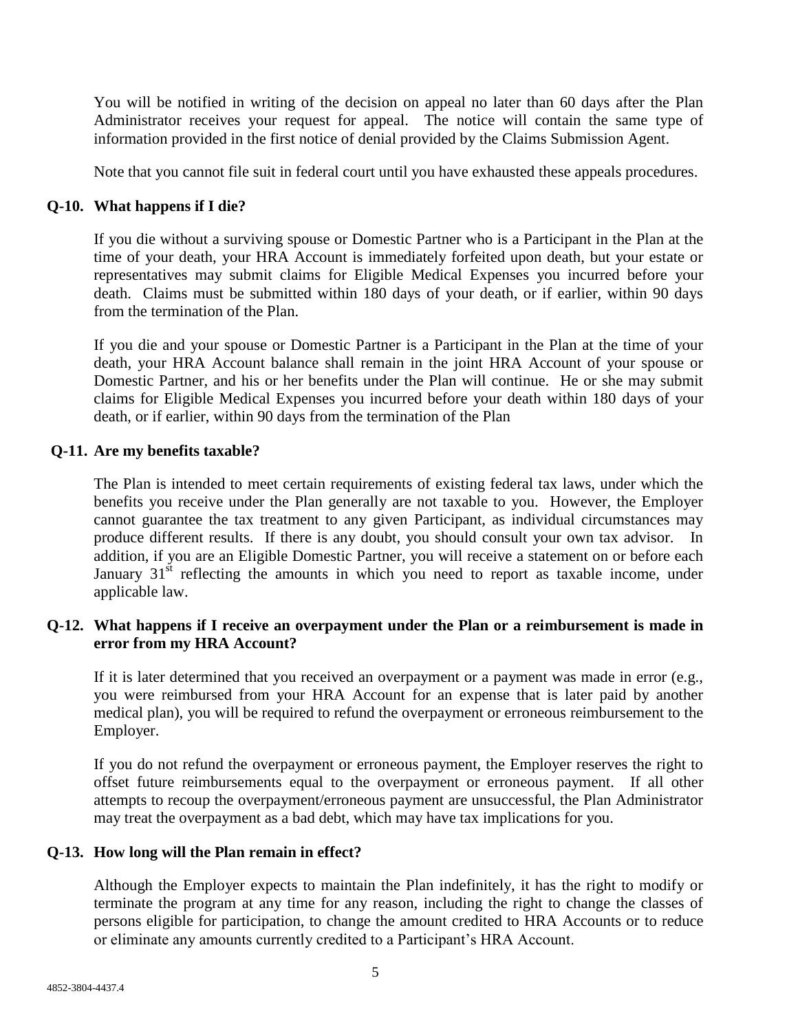You will be notified in writing of the decision on appeal no later than 60 days after the Plan Administrator receives your request for appeal. The notice will contain the same type of information provided in the first notice of denial provided by the Claims Submission Agent.

Note that you cannot file suit in federal court until you have exhausted these appeals procedures.

### Q-10. What happens if I die?

If you die without a surviving spouse or Domestic Partner who is a Participant in the Plan at the time of your death, your HRA Account is immediately forfeited upon death, but your estate or representatives may submit claims for Eligible Medical Expenses you incurred before your death. Claims must be submitted within 180 days of your death, or if earlier, within 90 days from the termination of the Plan.

If you die and your spouse or Domestic Partner is a Participant in the Plan at the time of your death, your HRA Account balance shall remain in the joint HRA Account of your spouse or Domestic Partner, and his or her benefits under the Plan will continue. He or she may submit claims for Eligible Medical Expenses you incurred before your death within 180 days of your death, or if earlier, within 90 days from the termination of the Plan

### Q-11. Are my benefits taxable?

The Plan is intended to meet certain requirements of existing federal tax laws, under which the benefits you receive under the Plan generally are not taxable to you. However, the Employer cannot guarantee the tax treatment to any given Participant, as individual circumstances may produce different results. If there is any doubt, you should consult your own tax advisor. In addition, if you are an Eligible Domestic Partner, you will receive a statement on or before each January 31st reflecting the amounts in which you need to report as taxable income, under applicable law.

### Q-12. What happens if I receive an overpayment under the Plan or a reimbursement is made in error from my HRA Account?

If it is later determined that you received an overpayment or a payment was made in error (e.g., you were reimbursed from your HRA Account for an expense that is later paid by another medical plan), you will be required to refund the overpayment or erroneous reimbursement to the Employer.

If you do not refund the overpayment or erroneous payment, the Employer reserves the right to offset future reimbursements equal to the overpayment or erroneous payment. If all other attempts to recoup the overpayment/erroneous payment are unsuccessful, the Plan Administrator may treat the overpayment as a bad debt, which may have tax implications for you.

### Q-13. How long will the Plan remain in effect?

Although the Employer expects to maintain the Plan indefinitely, it has the right to modify or terminate the program at any time for any reason, including the right to change the classes of persons eligible for participation, to change the amount credited to HRA Accounts or to reduce or eliminate any amounts currently credited to a Participant's HRA Account.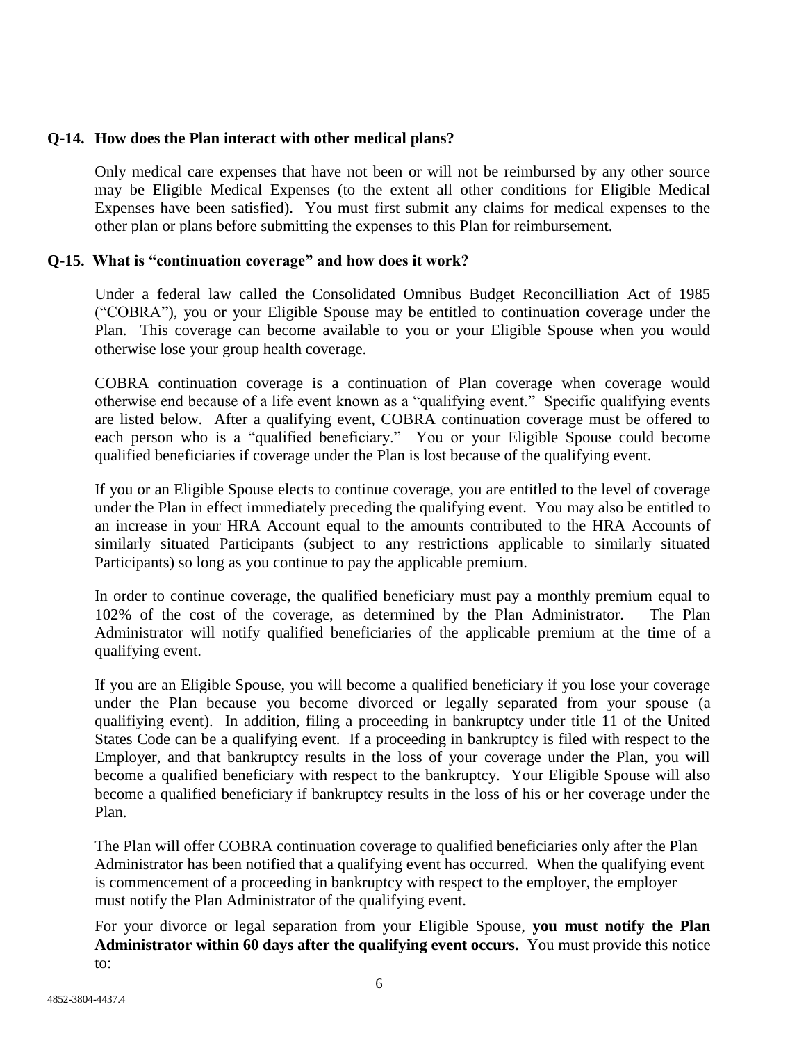**Q-14. How does the Plan interact with other medical plans?**

Only medical care expenses that have not been or will not be reimbursed by any other source may be Eligible Medical Expenses (to the extent all other conditions for Eligible Medical Expenses have been satisfied). You must first submit any claims for medical expenses to the other plan or plans before submitting the expenses to this Plan for reimbursement.

**Q-15. What is "continuation coverage" and how does it work?**

Under a federal law called the Consolidated Omnibus Budget Reconcilliation Act of 1985 ("COBRA"), you or your Eligible Spouse may be entitled to continuation coverage under the Plan. This coverage can become available to you or your Eligible Spouse when you would otherwise lose your group health coverage.

COBRA continuation coverage is a continuation of Plan coverage when coverage would otherwise end because of a life event known as a "qualifying event." Specific qualifying events are listed below. After a qualifying event, COBRA continuation coverage must be offered to each person who is a "qualified beneficiary." You or your Eligible Spouse could become qualified beneficiaries if coverage under the Plan is lost because of the qualifying event.

If you or an Eligible Spouse elects to continue coverage, you are entitled to the level of coverage under the Plan in effect immediately preceding the qualifying event. You may also be entitled to an increase in your HRA Account equal to the amounts contributed to the HRA Accounts of similarly situated Participants (subject to any restrictions applicable to similarly situated Participants) so long as you continue to pay the applicable premium.

In order to continue coverage, the qualified beneficiary must pay a monthly premium equal to 102% of the cost of the coverage, as determined by the Plan Administrator. The Plan Administrator will notify qualified beneficiaries of the applicable premium at the time of a qualifying event.

If you are an Eligible Spouse, you will become a qualified beneficiary if you lose your coverage under the Plan because you become divorced or legally separated from your spouse (a qualifiying event). In addition, filing a proceeding in bankruptcy under title 11 of the United States Code can be a qualifying event. If a proceeding in bankruptcy is filed with respect to the Employer, and that bankruptcy results in the loss of your coverage under the Plan, you will become a qualified beneficiary with respect to the bankruptcy. Your Eligible Spouse will also become a qualified beneficiary if bankruptcy results in the loss of his or her coverage under the Plan.

The Plan will offer COBRA continuation coverage to qualified beneficiaries only after the Plan Administrator has been notified that a qualifying event has occurred. When the qualifying event is commencement of a proceeding in bankruptcy with respect to the employer, the employer must notify the Plan Administrator of the qualifying event.

For your divorce or legal separation from your Eligible Spouse, **you must notify the Plan Administrator within 60 days after the qualifying event occurs.** You must provide this notice to: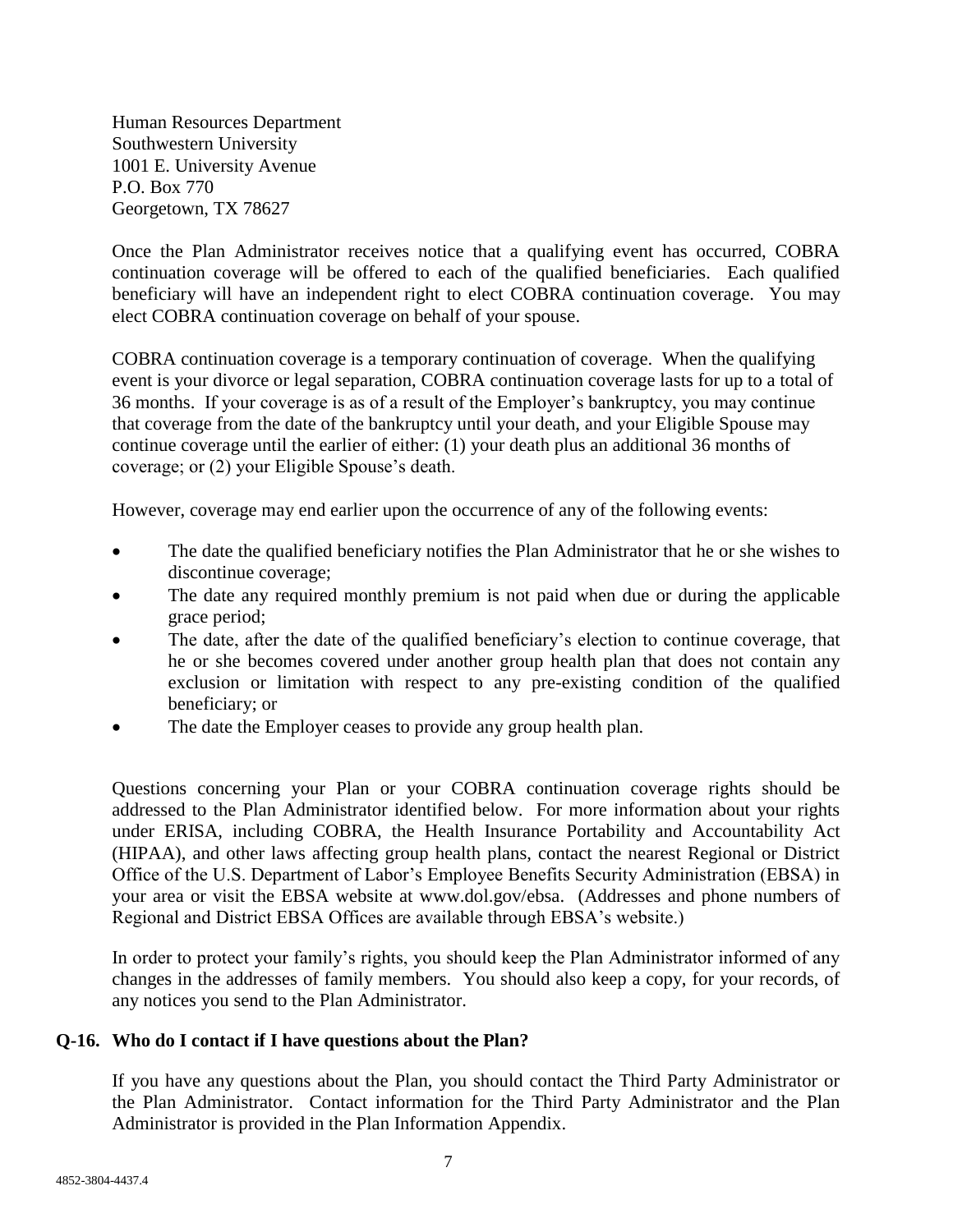Human Resources Department
Southwestern University
1001 E. University Avenue
P.O. Box 770
Georgetown, TX 78627

Once the Plan Administrator receives notice that a qualifying event has occurred, COBRA continuation coverage will be offered to each of the qualified beneficiaries. Each qualified beneficiary will have an independent right to elect COBRA continuation coverage. You may elect COBRA continuation coverage on behalf of your spouse.

COBRA continuation coverage is a temporary continuation of coverage. When the qualifying event is your divorce or legal separation, COBRA continuation coverage lasts for up to a total of 36 months. If your coverage is as of a result of the Employer's bankruptcy, you may continue that coverage from the date of the bankruptcy until your death, and your Eligible Spouse may continue coverage until the earlier of either: (1) your death plus an additional 36 months of coverage; or (2) your Eligible Spouse's death.

However, coverage may end earlier upon the occurrence of any of the following events:

- The date the qualified beneficiary notifies the Plan Administrator that he or she wishes to discontinue coverage;
- The date any required monthly premium is not paid when due or during the applicable grace period;
- The date, after the date of the qualified beneficiary's election to continue coverage, that he or she becomes covered under another group health plan that does not contain any exclusion or limitation with respect to any pre-existing condition of the qualified beneficiary; or
- The date the Employer ceases to provide any group health plan.

Questions concerning your Plan or your COBRA continuation coverage rights should be addressed to the Plan Administrator identified below. For more information about your rights under ERISA, including COBRA, the Health Insurance Portability and Accountability Act (HIPAA), and other laws affecting group health plans, contact the nearest Regional or District Office of the U.S. Department of Labor's Employee Benefits Security Administration (EBSA) in your area or visit the EBSA website at www.dol.gov/ebsa. (Addresses and phone numbers of Regional and District EBSA Offices are available through EBSA's website.)

In order to protect your family's rights, you should keep the Plan Administrator informed of any changes in the addresses of family members. You should also keep a copy, for your records, of any notices you send to the Plan Administrator.

**Q-16. Who do I contact if I have questions about the Plan?**

If you have any questions about the Plan, you should contact the Third Party Administrator or the Plan Administrator. Contact information for the Third Party Administrator and the Plan Administrator is provided in the Plan Information Appendix.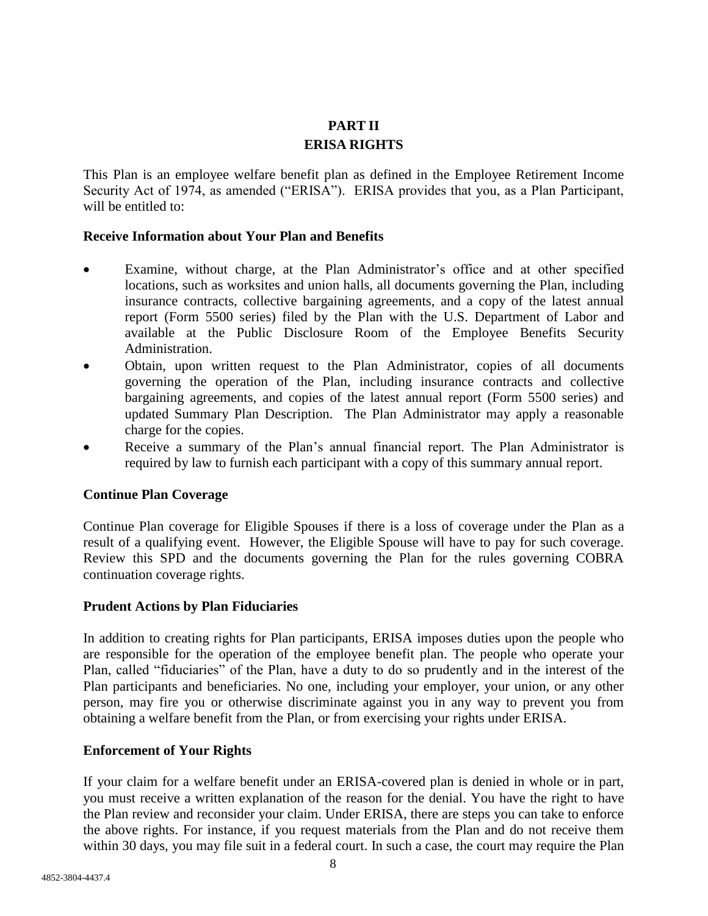# PART II

# ERISA RIGHTS

This Plan is an employee welfare benefit plan as defined in the Employee Retirement Income Security Act of 1974, as amended ("ERISA"). ERISA provides that you, as a Plan Participant, will be entitled to:

### Receive Information about Your Plan and Benefits

- Examine, without charge, at the Plan Administrator's office and at other specified locations, such as worksites and union halls, all documents governing the Plan, including insurance contracts, collective bargaining agreements, and a copy of the latest annual report (Form 5500 series) filed by the Plan with the U.S. Department of Labor and available at the Public Disclosure Room of the Employee Benefits Security Administration.
- Obtain, upon written request to the Plan Administrator, copies of all documents governing the operation of the Plan, including insurance contracts and collective bargaining agreements, and copies of the latest annual report (Form 5500 series) and updated Summary Plan Description. The Plan Administrator may apply a reasonable charge for the copies.
- Receive a summary of the Plan's annual financial report. The Plan Administrator is required by law to furnish each participant with a copy of this summary annual report.

### Continue Plan Coverage

Continue Plan coverage for Eligible Spouses if there is a loss of coverage under the Plan as a result of a qualifying event. However, the Eligible Spouse will have to pay for such coverage. Review this SPD and the documents governing the Plan for the rules governing COBRA continuation coverage rights.

### Prudent Actions by Plan Fiduciaries

In addition to creating rights for Plan participants, ERISA imposes duties upon the people who are responsible for the operation of the employee benefit plan. The people who operate your Plan, called "fiduciaries" of the Plan, have a duty to do so prudently and in the interest of the Plan participants and beneficiaries. No one, including your employer, your union, or any other person, may fire you or otherwise discriminate against you in any way to prevent you from obtaining a welfare benefit from the Plan, or from exercising your rights under ERISA.

### Enforcement of Your Rights

If your claim for a welfare benefit under an ERISA-covered plan is denied in whole or in part, you must receive a written explanation of the reason for the denial. You have the right to have the Plan review and reconsider your claim. Under ERISA, there are steps you can take to enforce the above rights. For instance, if you request materials from the Plan and do not receive them within 30 days, you may file suit in a federal court. In such a case, the court may require the Plan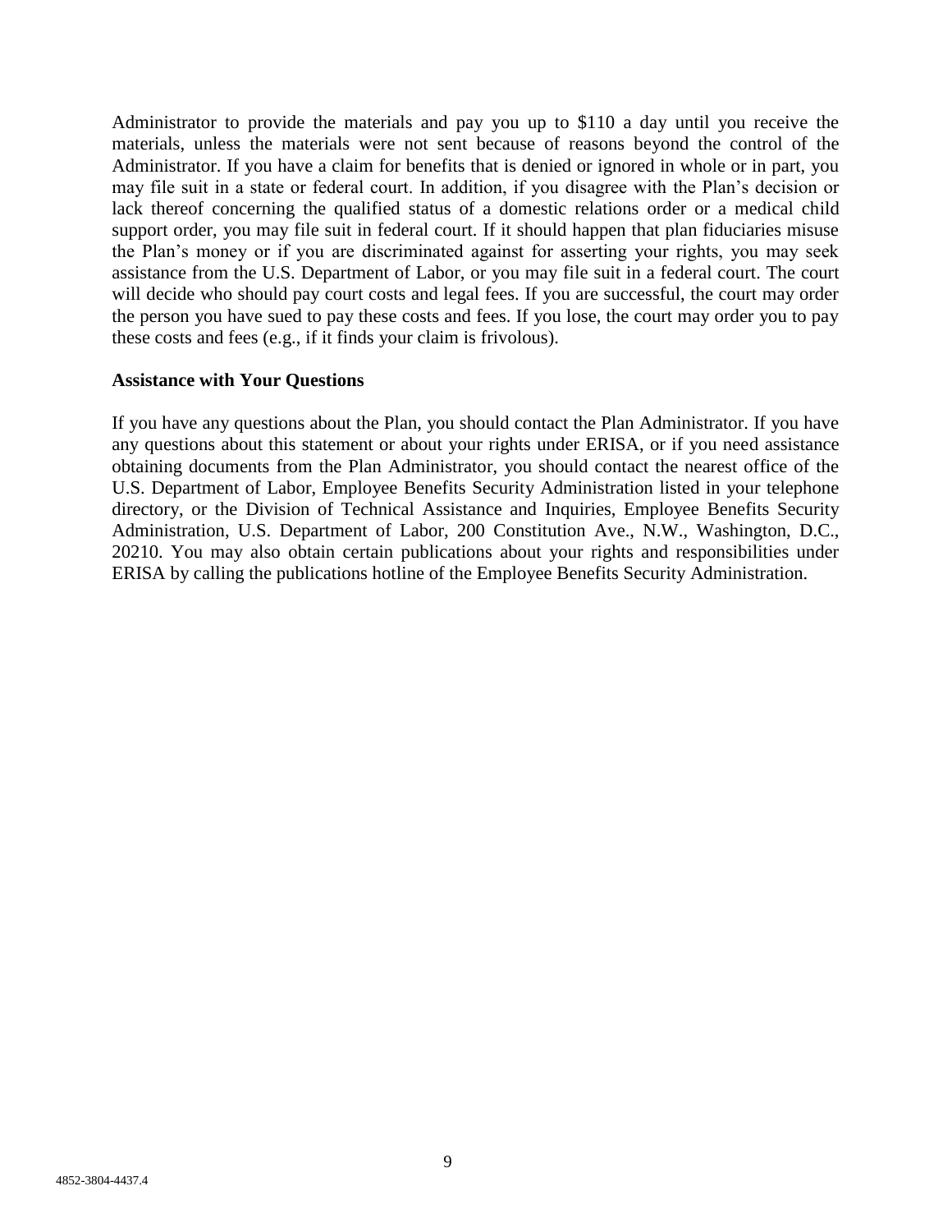Administrator to provide the materials and pay you up to $110 a day until you receive the materials, unless the materials were not sent because of reasons beyond the control of the Administrator. If you have a claim for benefits that is denied or ignored in whole or in part, you may file suit in a state or federal court. In addition, if you disagree with the Plan's decision or lack thereof concerning the qualified status of a domestic relations order or a medical child support order, you may file suit in federal court. If it should happen that plan fiduciaries misuse the Plan's money or if you are discriminated against for asserting your rights, you may seek assistance from the U.S. Department of Labor, or you may file suit in a federal court. The court will decide who should pay court costs and legal fees. If you are successful, the court may order the person you have sued to pay these costs and fees. If you lose, the court may order you to pay these costs and fees (e.g., if it finds your claim is frivolous).

**Assistance with Your Questions**

If you have any questions about the Plan, you should contact the Plan Administrator. If you have any questions about this statement or about your rights under ERISA, or if you need assistance obtaining documents from the Plan Administrator, you should contact the nearest office of the U.S. Department of Labor, Employee Benefits Security Administration listed in your telephone directory, or the Division of Technical Assistance and Inquiries, Employee Benefits Security Administration, U.S. Department of Labor, 200 Constitution Ave., N.W., Washington, D.C., 20210. You may also obtain certain publications about your rights and responsibilities under ERISA by calling the publications hotline of the Employee Benefits Security Administration.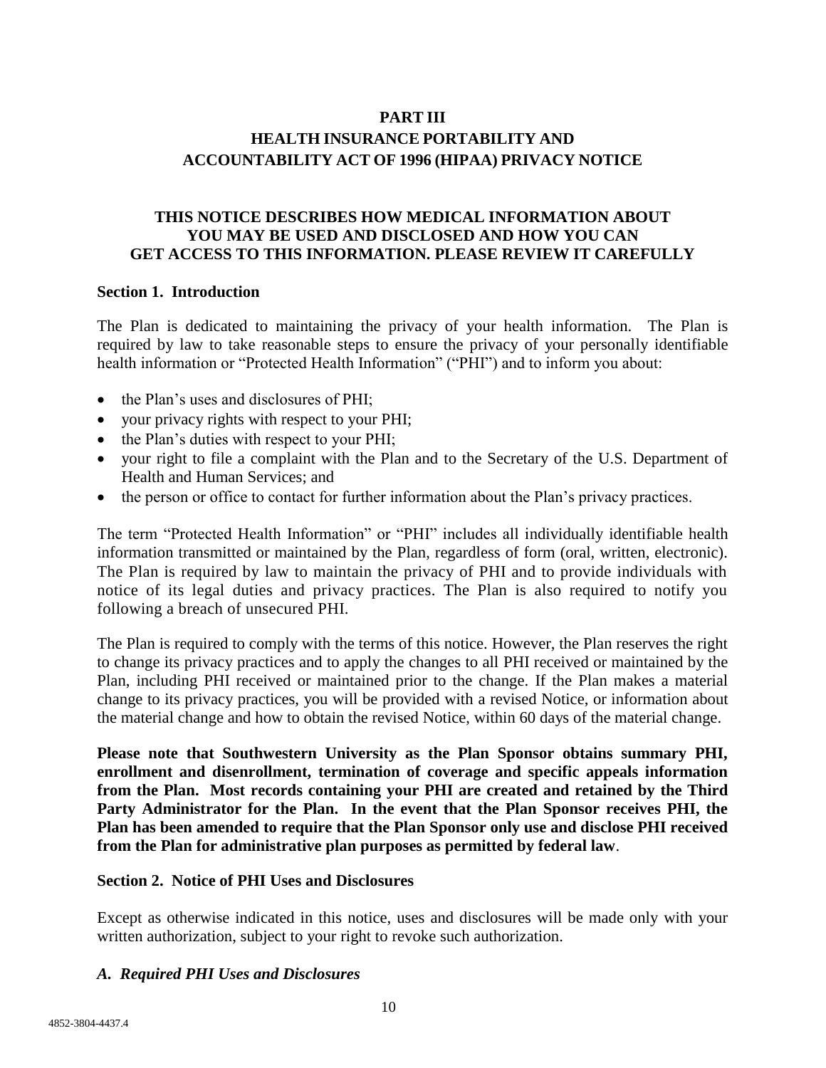# PART III
# HEALTH INSURANCE PORTABILITY AND ACCOUNTABILITY ACT OF 1996 (HIPAA) PRIVACY NOTICE

## THIS NOTICE DESCRIBES HOW MEDICAL INFORMATION ABOUT YOU MAY BE USED AND DISCLOSED AND HOW YOU CAN GET ACCESS TO THIS INFORMATION. PLEASE REVIEW IT CAREFULLY

### Section 1. Introduction

The Plan is dedicated to maintaining the privacy of your health information. The Plan is required by law to take reasonable steps to ensure the privacy of your personally identifiable health information or "Protected Health Information" ("PHI") and to inform you about:

- the Plan's uses and disclosures of PHI;
- your privacy rights with respect to your PHI;
- the Plan's duties with respect to your PHI;
- your right to file a complaint with the Plan and to the Secretary of the U.S. Department of Health and Human Services; and
- the person or office to contact for further information about the Plan's privacy practices.

The term "Protected Health Information" or "PHI" includes all individually identifiable health information transmitted or maintained by the Plan, regardless of form (oral, written, electronic). The Plan is required by law to maintain the privacy of PHI and to provide individuals with notice of its legal duties and privacy practices. The Plan is also required to notify you following a breach of unsecured PHI.

The Plan is required to comply with the terms of this notice. However, the Plan reserves the right to change its privacy practices and to apply the changes to all PHI received or maintained by the Plan, including PHI received or maintained prior to the change. If the Plan makes a material change to its privacy practices, you will be provided with a revised Notice, or information about the material change and how to obtain the revised Notice, within 60 days of the material change.

**Please note that Southwestern University as the Plan Sponsor obtains summary PHI, enrollment and disenrollment, termination of coverage and specific appeals information from the Plan. Most records containing your PHI are created and retained by the Third Party Administrator for the Plan. In the event that the Plan Sponsor receives PHI, the Plan has been amended to require that the Plan Sponsor only use and disclose PHI received from the Plan for administrative plan purposes as permitted by federal law**.

### Section 2. Notice of PHI Uses and Disclosures

Except as otherwise indicated in this notice, uses and disclosures will be made only with your written authorization, subject to your right to revoke such authorization.

#### *A. Required PHI Uses and Disclosures*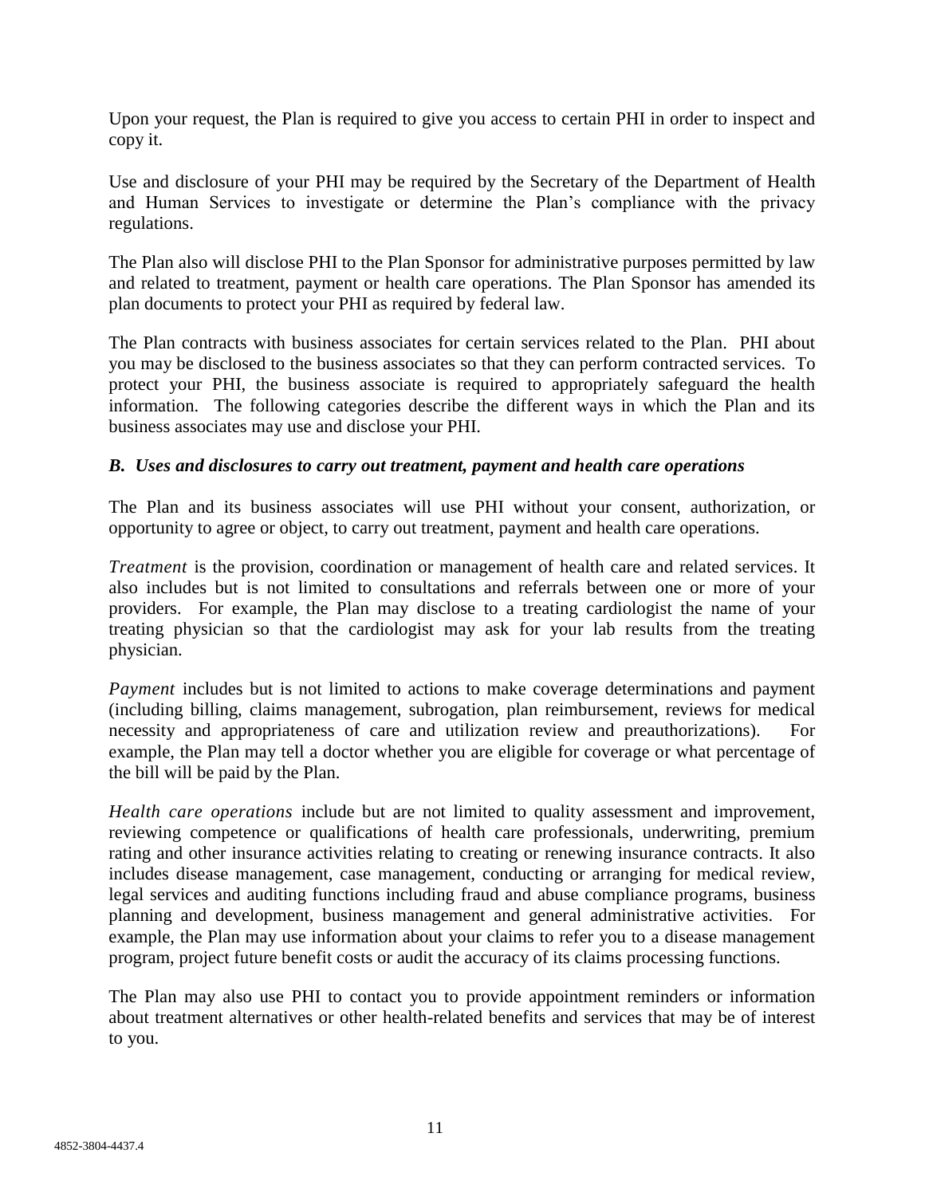Upon your request, the Plan is required to give you access to certain PHI in order to inspect and copy it.

Use and disclosure of your PHI may be required by the Secretary of the Department of Health and Human Services to investigate or determine the Plan's compliance with the privacy regulations.

The Plan also will disclose PHI to the Plan Sponsor for administrative purposes permitted by law and related to treatment, payment or health care operations. The Plan Sponsor has amended its plan documents to protect your PHI as required by federal law.

The Plan contracts with business associates for certain services related to the Plan. PHI about you may be disclosed to the business associates so that they can perform contracted services. To protect your PHI, the business associate is required to appropriately safeguard the health information. The following categories describe the different ways in which the Plan and its business associates may use and disclose your PHI.

***B. Uses and disclosures to carry out treatment, payment and health care operations***

The Plan and its business associates will use PHI without your consent, authorization, or opportunity to agree or object, to carry out treatment, payment and health care operations.

*Treatment* is the provision, coordination or management of health care and related services. It also includes but is not limited to consultations and referrals between one or more of your providers. For example, the Plan may disclose to a treating cardiologist the name of your treating physician so that the cardiologist may ask for your lab results from the treating physician.

*Payment* includes but is not limited to actions to make coverage determinations and payment (including billing, claims management, subrogation, plan reimbursement, reviews for medical necessity and appropriateness of care and utilization review and preauthorizations). For example, the Plan may tell a doctor whether you are eligible for coverage or what percentage of the bill will be paid by the Plan.

*Health care operations* include but are not limited to quality assessment and improvement, reviewing competence or qualifications of health care professionals, underwriting, premium rating and other insurance activities relating to creating or renewing insurance contracts. It also includes disease management, case management, conducting or arranging for medical review, legal services and auditing functions including fraud and abuse compliance programs, business planning and development, business management and general administrative activities. For example, the Plan may use information about your claims to refer you to a disease management program, project future benefit costs or audit the accuracy of its claims processing functions.

The Plan may also use PHI to contact you to provide appointment reminders or information about treatment alternatives or other health-related benefits and services that may be of interest to you.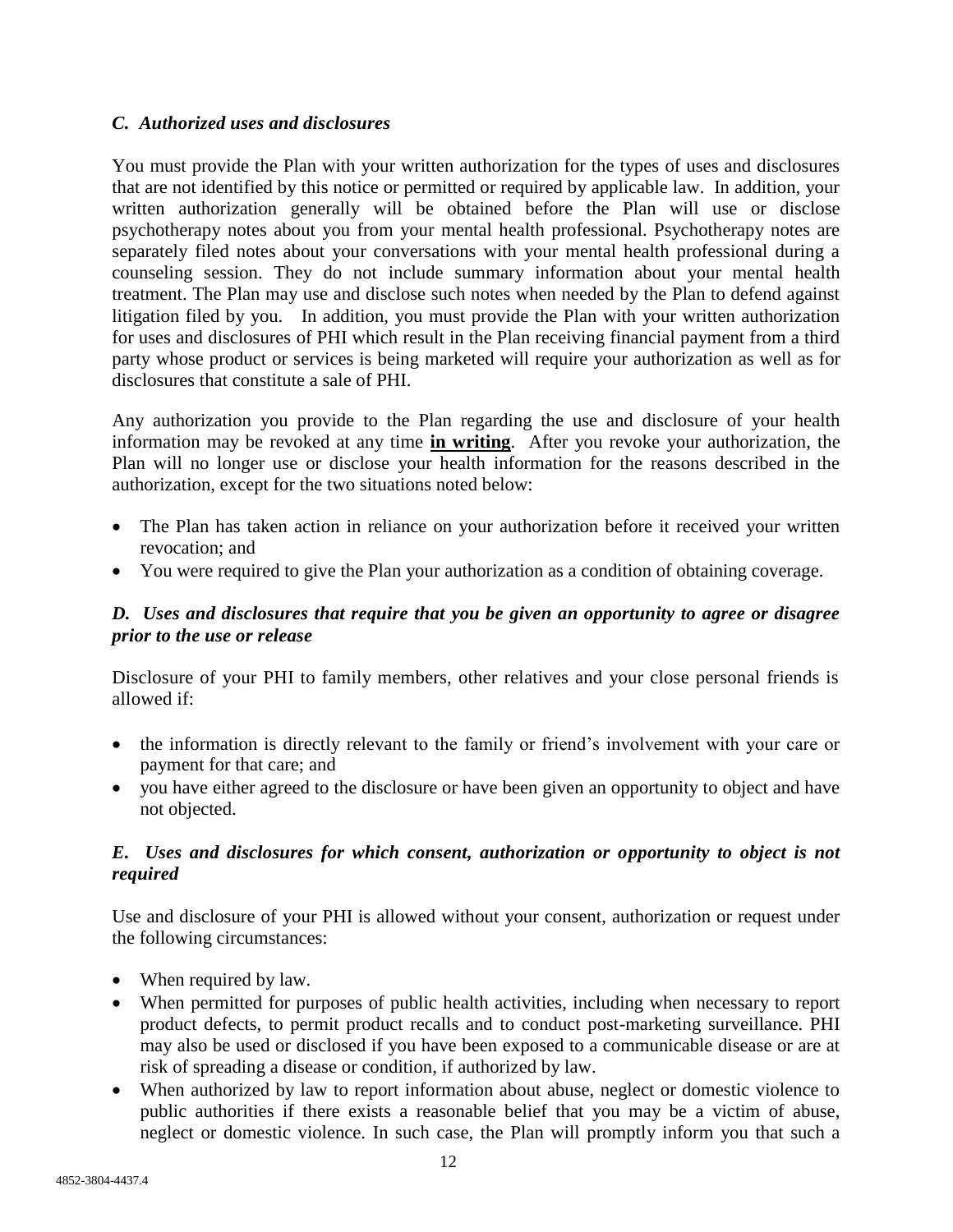### *C. Authorized uses and disclosures*

You must provide the Plan with your written authorization for the types of uses and disclosures that are not identified by this notice or permitted or required by applicable law. In addition, your written authorization generally will be obtained before the Plan will use or disclose psychotherapy notes about you from your mental health professional. Psychotherapy notes are separately filed notes about your conversations with your mental health professional during a counseling session. They do not include summary information about your mental health treatment. The Plan may use and disclose such notes when needed by the Plan to defend against litigation filed by you. In addition, you must provide the Plan with your written authorization for uses and disclosures of PHI which result in the Plan receiving financial payment from a third party whose product or services is being marketed will require your authorization as well as for disclosures that constitute a sale of PHI.

Any authorization you provide to the Plan regarding the use and disclosure of your health information may be revoked at any time **in writing**. After you revoke your authorization, the Plan will no longer use or disclose your health information for the reasons described in the authorization, except for the two situations noted below:

- The Plan has taken action in reliance on your authorization before it received your written revocation; and
- You were required to give the Plan your authorization as a condition of obtaining coverage.

### *D. Uses and disclosures that require that you be given an opportunity to agree or disagree prior to the use or release*

Disclosure of your PHI to family members, other relatives and your close personal friends is allowed if:

- the information is directly relevant to the family or friend's involvement with your care or payment for that care; and
- you have either agreed to the disclosure or have been given an opportunity to object and have not objected.

### *E. Uses and disclosures for which consent, authorization or opportunity to object is not required*

Use and disclosure of your PHI is allowed without your consent, authorization or request under the following circumstances:

- When required by law.
- When permitted for purposes of public health activities, including when necessary to report product defects, to permit product recalls and to conduct post-marketing surveillance. PHI may also be used or disclosed if you have been exposed to a communicable disease or are at risk of spreading a disease or condition, if authorized by law.
- When authorized by law to report information about abuse, neglect or domestic violence to public authorities if there exists a reasonable belief that you may be a victim of abuse, neglect or domestic violence. In such case, the Plan will promptly inform you that such a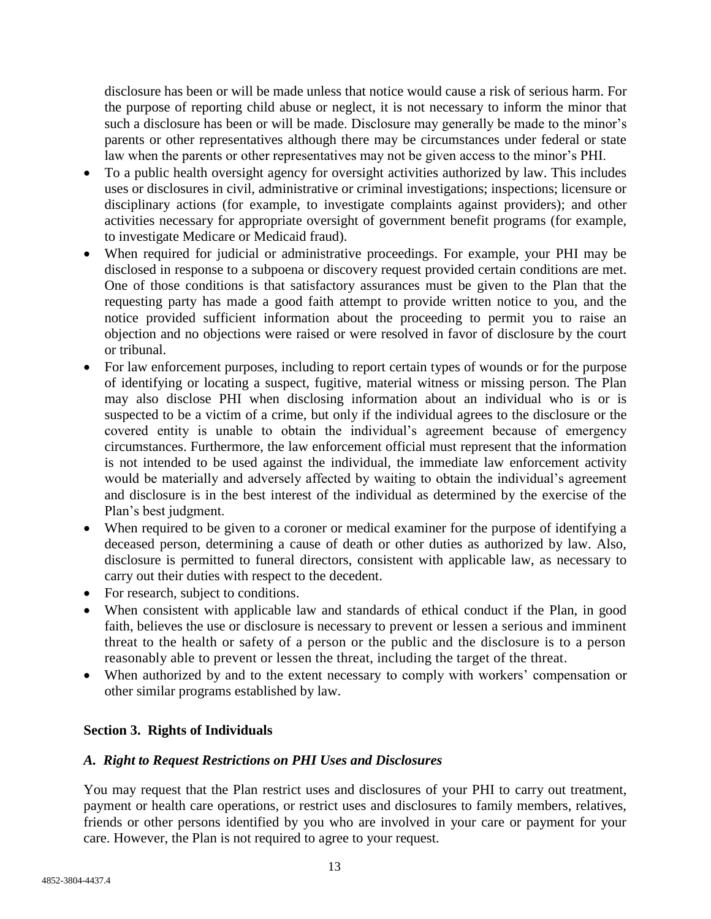disclosure has been or will be made unless that notice would cause a risk of serious harm. For the purpose of reporting child abuse or neglect, it is not necessary to inform the minor that such a disclosure has been or will be made. Disclosure may generally be made to the minor's parents or other representatives although there may be circumstances under federal or state law when the parents or other representatives may not be given access to the minor's PHI.

- To a public health oversight agency for oversight activities authorized by law. This includes uses or disclosures in civil, administrative or criminal investigations; inspections; licensure or disciplinary actions (for example, to investigate complaints against providers); and other activities necessary for appropriate oversight of government benefit programs (for example, to investigate Medicare or Medicaid fraud).
- When required for judicial or administrative proceedings. For example, your PHI may be disclosed in response to a subpoena or discovery request provided certain conditions are met. One of those conditions is that satisfactory assurances must be given to the Plan that the requesting party has made a good faith attempt to provide written notice to you, and the notice provided sufficient information about the proceeding to permit you to raise an objection and no objections were raised or were resolved in favor of disclosure by the court or tribunal.
- For law enforcement purposes, including to report certain types of wounds or for the purpose of identifying or locating a suspect, fugitive, material witness or missing person. The Plan may also disclose PHI when disclosing information about an individual who is or is suspected to be a victim of a crime, but only if the individual agrees to the disclosure or the covered entity is unable to obtain the individual's agreement because of emergency circumstances. Furthermore, the law enforcement official must represent that the information is not intended to be used against the individual, the immediate law enforcement activity would be materially and adversely affected by waiting to obtain the individual's agreement and disclosure is in the best interest of the individual as determined by the exercise of the Plan's best judgment.
- When required to be given to a coroner or medical examiner for the purpose of identifying a deceased person, determining a cause of death or other duties as authorized by law. Also, disclosure is permitted to funeral directors, consistent with applicable law, as necessary to carry out their duties with respect to the decedent.
- For research, subject to conditions.
- When consistent with applicable law and standards of ethical conduct if the Plan, in good faith, believes the use or disclosure is necessary to prevent or lessen a serious and imminent threat to the health or safety of a person or the public and the disclosure is to a person reasonably able to prevent or lessen the threat, including the target of the threat.
- When authorized by and to the extent necessary to comply with workers' compensation or other similar programs established by law.

## Section 3. Rights of Individuals

### *A. Right to Request Restrictions on PHI Uses and Disclosures*

You may request that the Plan restrict uses and disclosures of your PHI to carry out treatment, payment or health care operations, or restrict uses and disclosures to family members, relatives, friends or other persons identified by you who are involved in your care or payment for your care. However, the Plan is not required to agree to your request.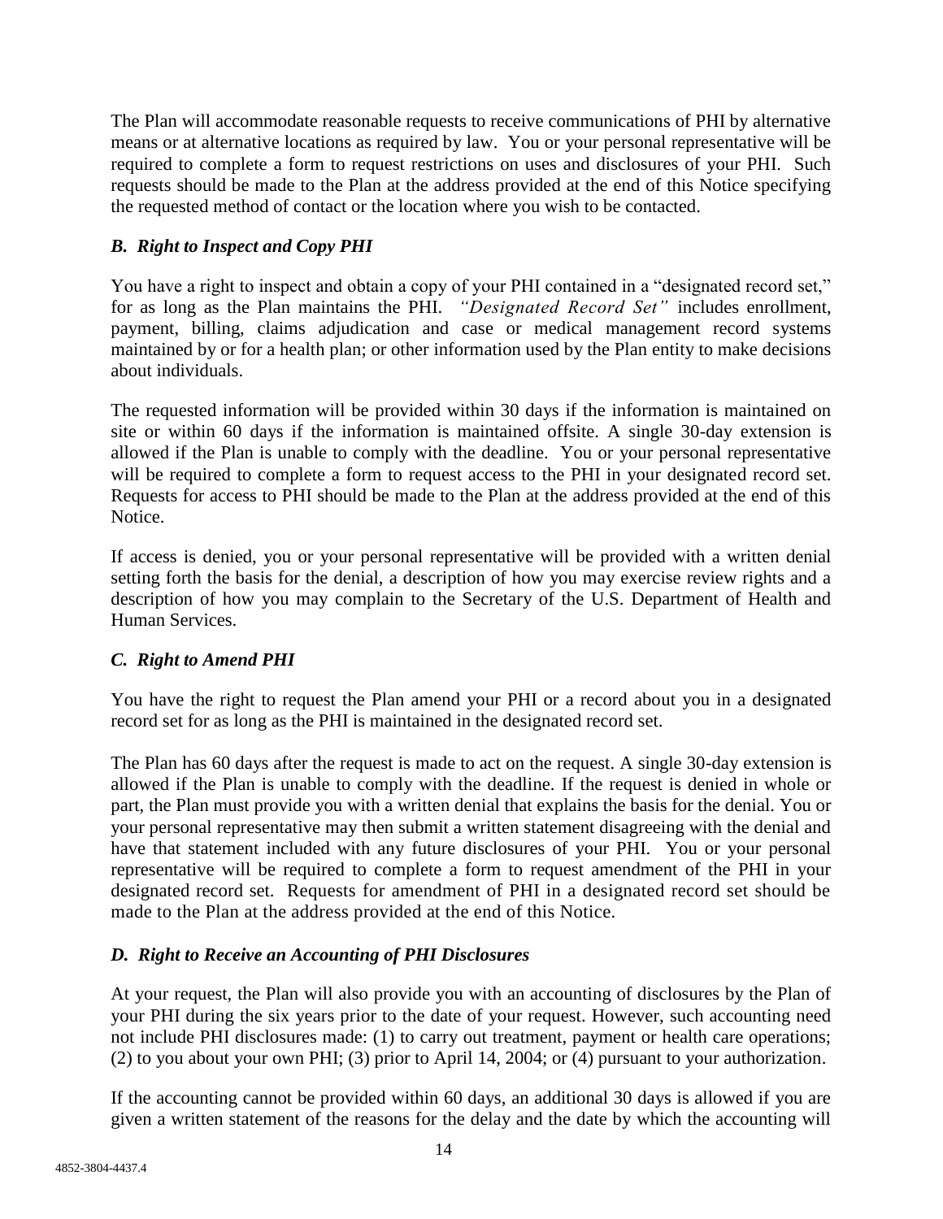The Plan will accommodate reasonable requests to receive communications of PHI by alternative means or at alternative locations as required by law. You or your personal representative will be required to complete a form to request restrictions on uses and disclosures of your PHI. Such requests should be made to the Plan at the address provided at the end of this Notice specifying the requested method of contact or the location where you wish to be contacted.

### *B. Right to Inspect and Copy PHI*

You have a right to inspect and obtain a copy of your PHI contained in a "designated record set," for as long as the Plan maintains the PHI. *"Designated Record Set"* includes enrollment, payment, billing, claims adjudication and case or medical management record systems maintained by or for a health plan; or other information used by the Plan entity to make decisions about individuals.

The requested information will be provided within 30 days if the information is maintained on site or within 60 days if the information is maintained offsite. A single 30-day extension is allowed if the Plan is unable to comply with the deadline. You or your personal representative will be required to complete a form to request access to the PHI in your designated record set. Requests for access to PHI should be made to the Plan at the address provided at the end of this Notice.

If access is denied, you or your personal representative will be provided with a written denial setting forth the basis for the denial, a description of how you may exercise review rights and a description of how you may complain to the Secretary of the U.S. Department of Health and Human Services.

### *C. Right to Amend PHI*

You have the right to request the Plan amend your PHI or a record about you in a designated record set for as long as the PHI is maintained in the designated record set.

The Plan has 60 days after the request is made to act on the request. A single 30-day extension is allowed if the Plan is unable to comply with the deadline. If the request is denied in whole or part, the Plan must provide you with a written denial that explains the basis for the denial. You or your personal representative may then submit a written statement disagreeing with the denial and have that statement included with any future disclosures of your PHI. You or your personal representative will be required to complete a form to request amendment of the PHI in your designated record set. Requests for amendment of PHI in a designated record set should be made to the Plan at the address provided at the end of this Notice.

### *D. Right to Receive an Accounting of PHI Disclosures*

At your request, the Plan will also provide you with an accounting of disclosures by the Plan of your PHI during the six years prior to the date of your request. However, such accounting need not include PHI disclosures made: (1) to carry out treatment, payment or health care operations; (2) to you about your own PHI; (3) prior to April 14, 2004; or (4) pursuant to your authorization.

If the accounting cannot be provided within 60 days, an additional 30 days is allowed if you are given a written statement of the reasons for the delay and the date by which the accounting will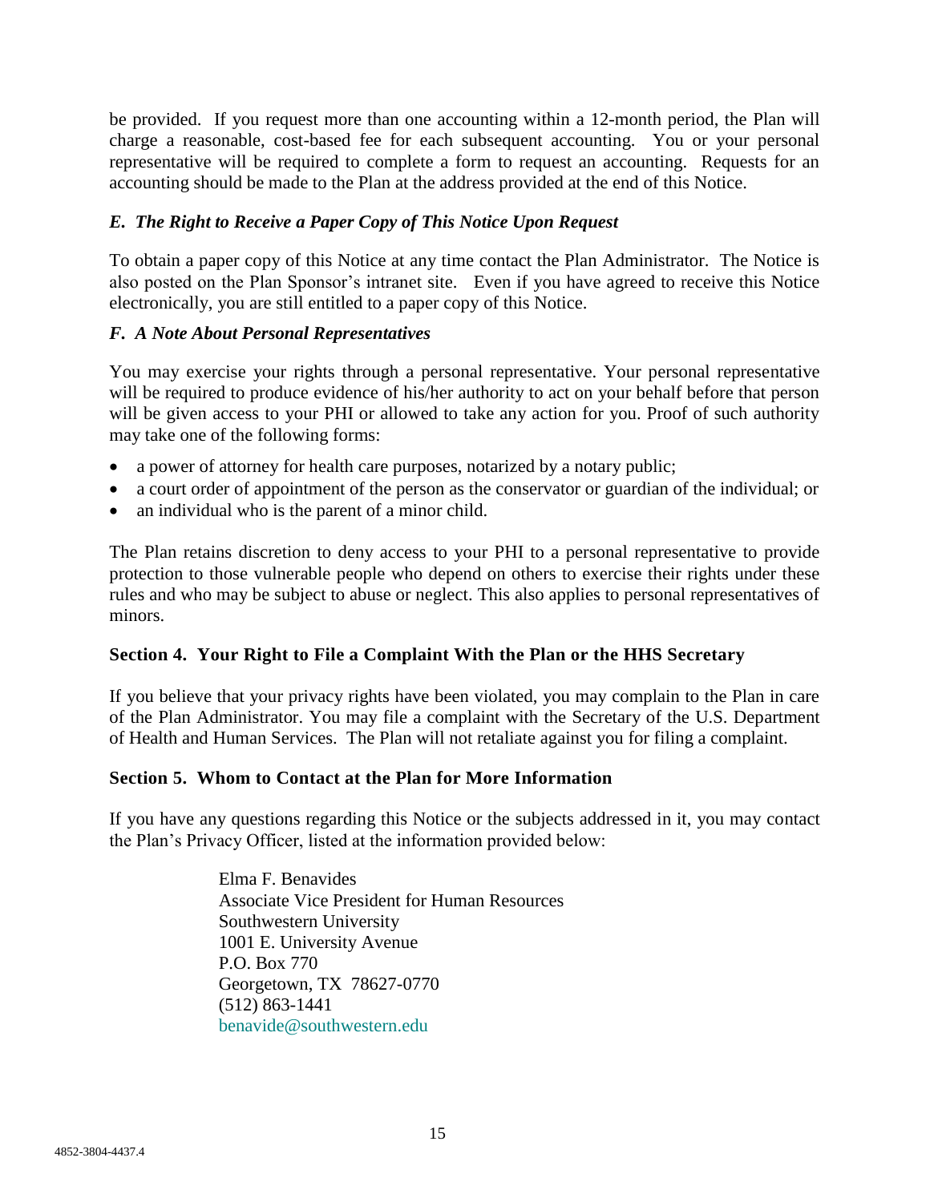be provided. If you request more than one accounting within a 12-month period, the Plan will charge a reasonable, cost-based fee for each subsequent accounting. You or your personal representative will be required to complete a form to request an accounting. Requests for an accounting should be made to the Plan at the address provided at the end of this Notice.

### *E. The Right to Receive a Paper Copy of This Notice Upon Request*

To obtain a paper copy of this Notice at any time contact the Plan Administrator. The Notice is also posted on the Plan Sponsor's intranet site. Even if you have agreed to receive this Notice electronically, you are still entitled to a paper copy of this Notice.

### *F. A Note About Personal Representatives*

You may exercise your rights through a personal representative. Your personal representative will be required to produce evidence of his/her authority to act on your behalf before that person will be given access to your PHI or allowed to take any action for you. Proof of such authority may take one of the following forms:

- a power of attorney for health care purposes, notarized by a notary public;
- a court order of appointment of the person as the conservator or guardian of the individual; or
- an individual who is the parent of a minor child.

The Plan retains discretion to deny access to your PHI to a personal representative to provide protection to those vulnerable people who depend on others to exercise their rights under these rules and who may be subject to abuse or neglect. This also applies to personal representatives of minors.

## Section 4. Your Right to File a Complaint With the Plan or the HHS Secretary

If you believe that your privacy rights have been violated, you may complain to the Plan in care of the Plan Administrator. You may file a complaint with the Secretary of the U.S. Department of Health and Human Services. The Plan will not retaliate against you for filing a complaint.

## Section 5. Whom to Contact at the Plan for More Information

If you have any questions regarding this Notice or the subjects addressed in it, you may contact the Plan's Privacy Officer, listed at the information provided below:

Elma F. Benavides
Associate Vice President for Human Resources
Southwestern University
1001 E. University Avenue
P.O. Box 770
Georgetown, TX 78627-0770
(512) 863-1441
benavide@southwestern.edu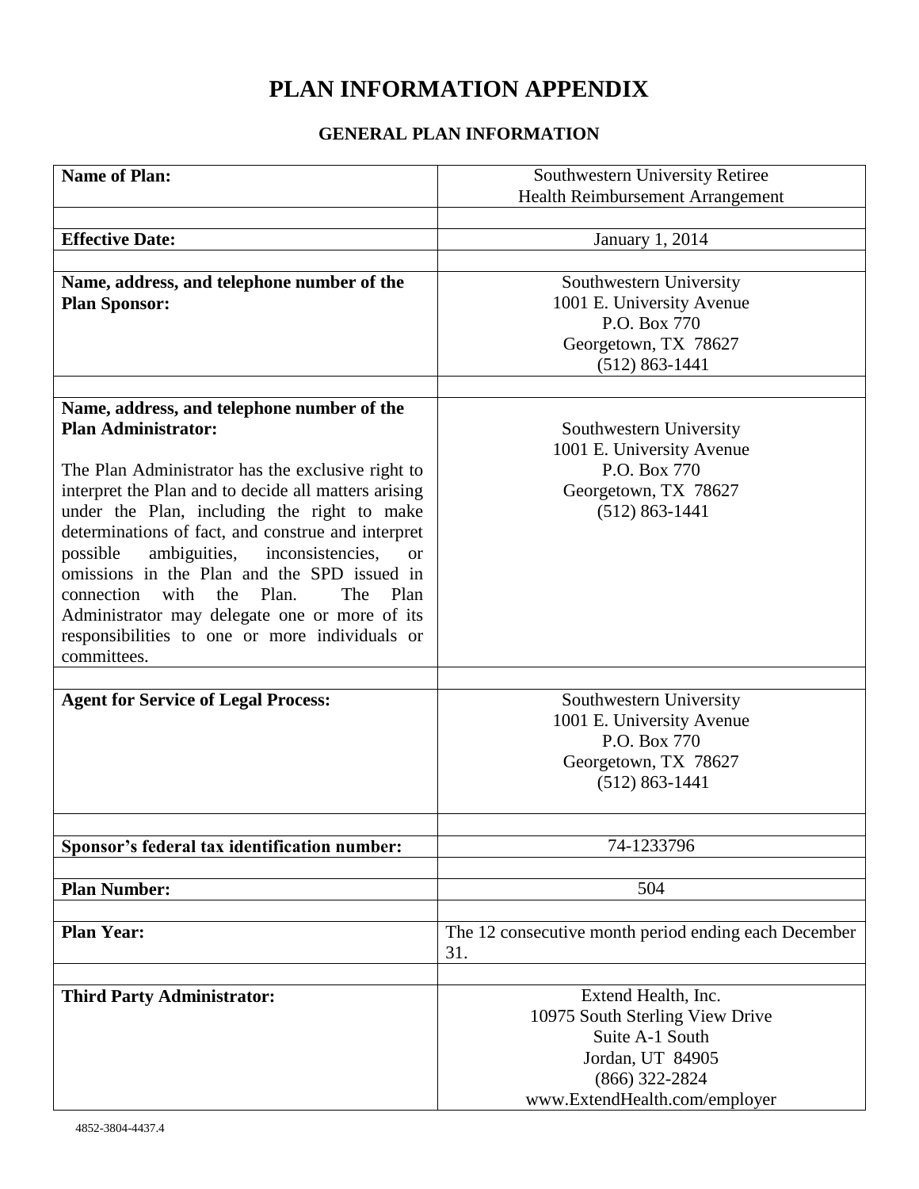# PLAN INFORMATION APPENDIX

## GENERAL PLAN INFORMATION

| | |
|---|---|
| **Name of Plan:** | Southwestern University Retiree Health Reimbursement Arrangement |
| | |
| **Effective Date:** | January 1, 2014 |
| | |
| **Name, address, and telephone number of the Plan Sponsor:** | Southwestern University<br>1001 E. University Avenue<br>P.O. Box 770<br>Georgetown, TX 78627<br>(512) 863-1441 |
| | |
| **Name, address, and telephone number of the Plan Administrator:**<br><br>The Plan Administrator has the exclusive right to interpret the Plan and to decide all matters arising under the Plan, including the right to make determinations of fact, and construe and interpret possible ambiguities, inconsistencies, or omissions in the Plan and the SPD issued in connection with the Plan. The Plan Administrator may delegate one or more of its responsibilities to one or more individuals or committees. | Southwestern University<br>1001 E. University Avenue<br>P.O. Box 770<br>Georgetown, TX 78627<br>(512) 863-1441 |
| | |
| **Agent for Service of Legal Process:** | Southwestern University<br>1001 E. University Avenue<br>P.O. Box 770<br>Georgetown, TX 78627<br>(512) 863-1441 |
| | |
| **Sponsor's federal tax identification number:** | 74-1233796 |
| | |
| **Plan Number:** | 504 |
| | |
| **Plan Year:** | The 12 consecutive month period ending each December 31. |
| | |
| **Third Party Administrator:** | Extend Health, Inc.<br>10975 South Sterling View Drive<br>Suite A-1 South<br>Jordan, UT 84905<br>(866) 322-2824<br>www.ExtendHealth.com/employer |

4852-3804-4437.4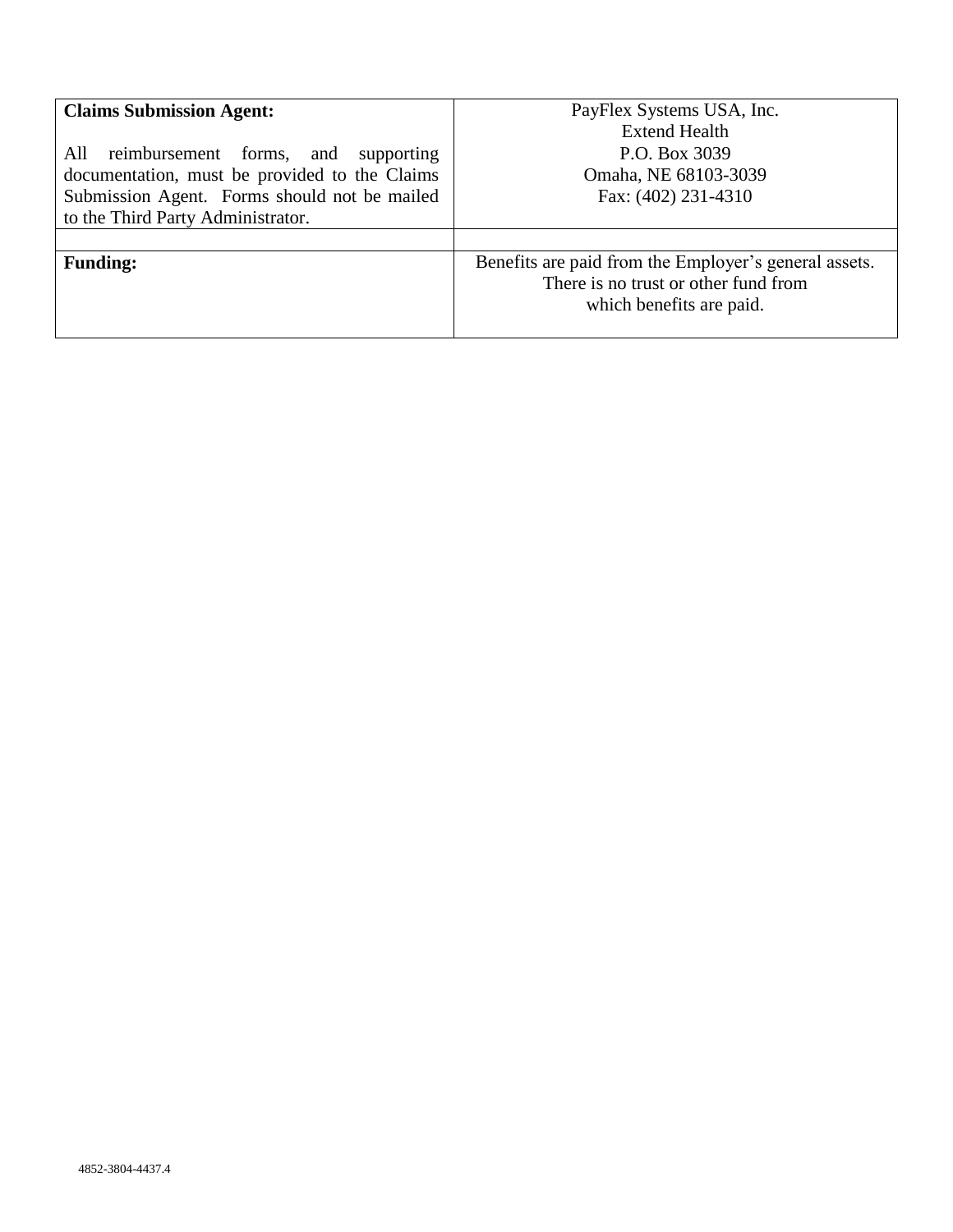| **Claims Submission Agent:**<br><br>All reimbursement forms, and supporting documentation, must be provided to the Claims Submission Agent. Forms should not be mailed to the Third Party Administrator. | PayFlex Systems USA, Inc.<br>Extend Health<br>P.O. Box 3039<br>Omaha, NE 68103-3039<br>Fax: (402) 231-4310 |
|---|---|
| | |
| **Funding:** | Benefits are paid from the Employer's general assets. There is no trust or other fund from which benefits are paid. |

4852-3804-4437.4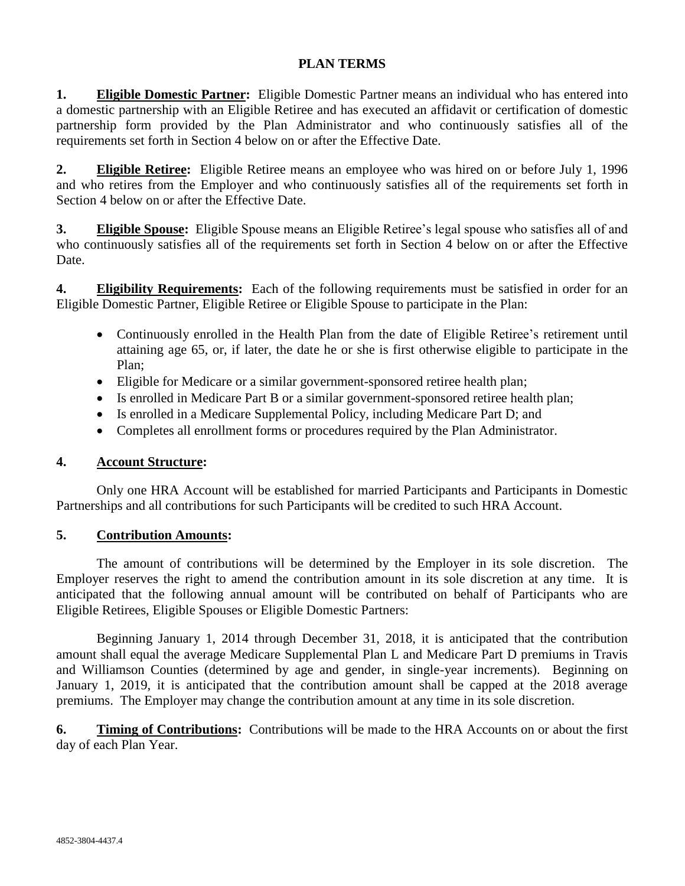## PLAN TERMS

**1. Eligible Domestic Partner:** Eligible Domestic Partner means an individual who has entered into a domestic partnership with an Eligible Retiree and has executed an affidavit or certification of domestic partnership form provided by the Plan Administrator and who continuously satisfies all of the requirements set forth in Section 4 below on or after the Effective Date.

**2. Eligible Retiree:** Eligible Retiree means an employee who was hired on or before July 1, 1996 and who retires from the Employer and who continuously satisfies all of the requirements set forth in Section 4 below on or after the Effective Date.

**3. Eligible Spouse:** Eligible Spouse means an Eligible Retiree's legal spouse who satisfies all of and who continuously satisfies all of the requirements set forth in Section 4 below on or after the Effective Date.

**4. Eligibility Requirements:** Each of the following requirements must be satisfied in order for an Eligible Domestic Partner, Eligible Retiree or Eligible Spouse to participate in the Plan:

- Continuously enrolled in the Health Plan from the date of Eligible Retiree's retirement until attaining age 65, or, if later, the date he or she is first otherwise eligible to participate in the Plan;
- Eligible for Medicare or a similar government-sponsored retiree health plan;
- Is enrolled in Medicare Part B or a similar government-sponsored retiree health plan;
- Is enrolled in a Medicare Supplemental Policy, including Medicare Part D; and
- Completes all enrollment forms or procedures required by the Plan Administrator.

**4. Account Structure:**

Only one HRA Account will be established for married Participants and Participants in Domestic Partnerships and all contributions for such Participants will be credited to such HRA Account.

**5. Contribution Amounts:**

The amount of contributions will be determined by the Employer in its sole discretion. The Employer reserves the right to amend the contribution amount in its sole discretion at any time. It is anticipated that the following annual amount will be contributed on behalf of Participants who are Eligible Retirees, Eligible Spouses or Eligible Domestic Partners:

Beginning January 1, 2014 through December 31, 2018, it is anticipated that the contribution amount shall equal the average Medicare Supplemental Plan L and Medicare Part D premiums in Travis and Williamson Counties (determined by age and gender, in single-year increments). Beginning on January 1, 2019, it is anticipated that the contribution amount shall be capped at the 2018 average premiums. The Employer may change the contribution amount at any time in its sole discretion.

**6. Timing of Contributions:** Contributions will be made to the HRA Accounts on or about the first day of each Plan Year.

4852-3804-4437.4